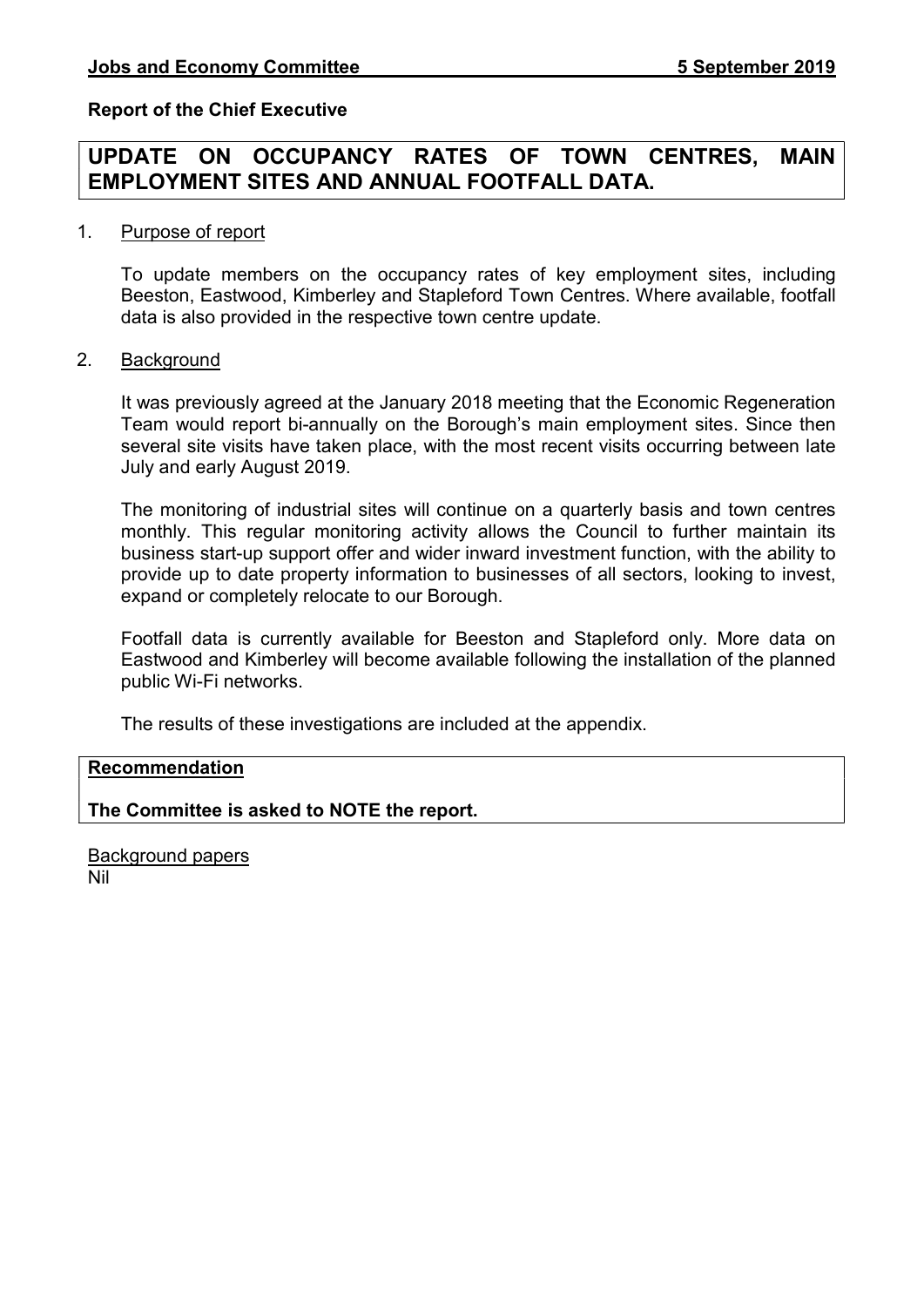**Jobs and Economy Committee** **5 September 2019**

**Report of the Chief Executive**

# UPDATE ON OCCUPANCY RATES OF TOWN CENTRES, MAIN EMPLOYMENT SITES AND ANNUAL FOOTFALL DATA.

1. Purpose of report

   To update members on the occupancy rates of key employment sites, including Beeston, Eastwood, Kimberley and Stapleford Town Centres. Where available, footfall data is also provided in the respective town centre update.

2. Background

   It was previously agreed at the January 2018 meeting that the Economic Regeneration Team would report bi-annually on the Borough's main employment sites. Since then several site visits have taken place, with the most recent visits occurring between late July and early August 2019.

   The monitoring of industrial sites will continue on a quarterly basis and town centres monthly. This regular monitoring activity allows the Council to further maintain its business start-up support offer and wider inward investment function, with the ability to provide up to date property information to businesses of all sectors, looking to invest, expand or completely relocate to our Borough.

   Footfall data is currently available for Beeston and Stapleford only. More data on Eastwood and Kimberley will become available following the installation of the planned public Wi-Fi networks.

   The results of these investigations are included at the appendix.

**Recommendation**

**The Committee is asked to NOTE the report.**

Background papers
Nil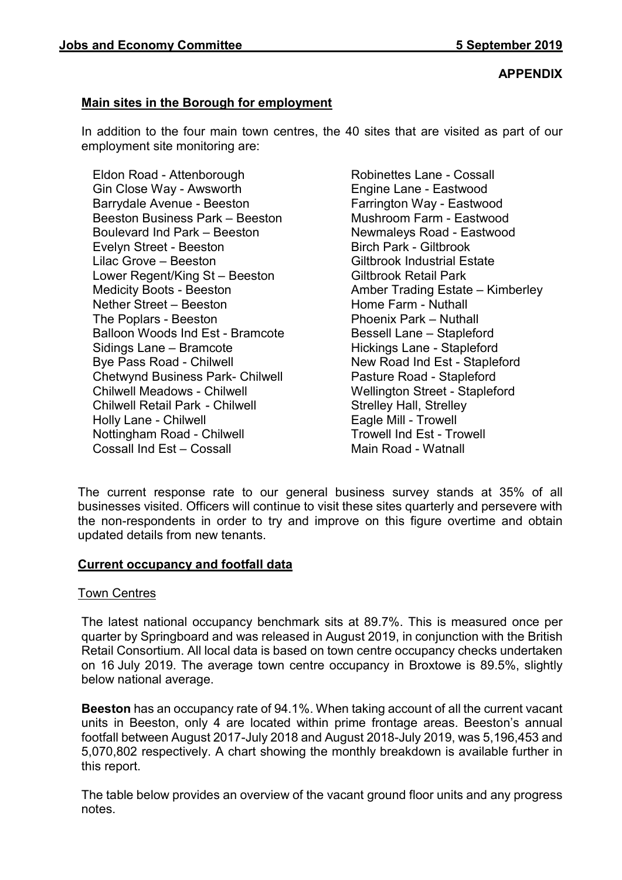**APPENDIX**

## Main sites in the Borough for employment

In addition to the four main town centres, the 40 sites that are visited as part of our employment site monitoring are:

- Eldon Road - Attenborough
- Gin Close Way - Awsworth
- Barrydale Avenue - Beeston
- Beeston Business Park – Beeston
- Boulevard Ind Park – Beeston
- Evelyn Street - Beeston
- Lilac Grove – Beeston
- Lower Regent/King St – Beeston
- Medicity Boots - Beeston
- Nether Street – Beeston
- The Poplars - Beeston
- Balloon Woods Ind Est - Bramcote
- Sidings Lane – Bramcote
- Bye Pass Road - Chilwell
- Chetwynd Business Park- Chilwell
- Chilwell Meadows - Chilwell
- Chilwell Retail Park - Chilwell
- Holly Lane - Chilwell
- Nottingham Road - Chilwell
- Cossall Ind Est – Cossall
- Robinettes Lane - Cossall
- Engine Lane - Eastwood
- Farrington Way - Eastwood
- Mushroom Farm - Eastwood
- Newmaleys Road - Eastwood
- Birch Park - Giltbrook
- Giltbrook Industrial Estate
- Giltbrook Retail Park
- Amber Trading Estate – Kimberley
- Home Farm - Nuthall
- Phoenix Park – Nuthall
- Bessell Lane – Stapleford
- Hickings Lane - Stapleford
- New Road Ind Est - Stapleford
- Pasture Road - Stapleford
- Wellington Street - Stapleford
- Strelley Hall, Strelley
- Eagle Mill - Trowell
- Trowell Ind Est - Trowell
- Main Road - Watnall

The current response rate to our general business survey stands at 35% of all businesses visited. Officers will continue to visit these sites quarterly and persevere with the non-respondents in order to try and improve on this figure overtime and obtain updated details from new tenants.

## Current occupancy and footfall data

### Town Centres

The latest national occupancy benchmark sits at 89.7%. This is measured once per quarter by Springboard and was released in August 2019, in conjunction with the British Retail Consortium. All local data is based on town centre occupancy checks undertaken on 16 July 2019. The average town centre occupancy in Broxtowe is 89.5%, slightly below national average.

**Beeston** has an occupancy rate of 94.1%. When taking account of all the current vacant units in Beeston, only 4 are located within prime frontage areas. Beeston's annual footfall between August 2017-July 2018 and August 2018-July 2019, was 5,196,453 and 5,070,802 respectively. A chart showing the monthly breakdown is available further in this report.

The table below provides an overview of the vacant ground floor units and any progress notes.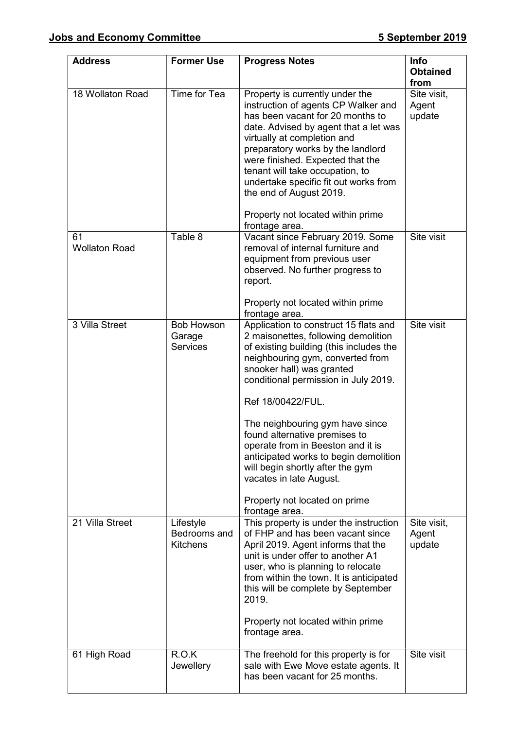| Address | Former Use | Progress Notes | Info Obtained from |
|---|---|---|---|
| 18 Wollaton Road | Time for Tea | Property is currently under the instruction of agents CP Walker and has been vacant for 20 months to date. Advised by agent that a let was virtually at completion and preparatory works by the landlord were finished. Expected that the tenant will take occupation, to undertake specific fit out works from the end of August 2019.<br><br>Property not located within prime frontage area. | Site visit, Agent update |
| 61 Wollaton Road | Table 8 | Vacant since February 2019. Some removal of internal furniture and equipment from previous user observed. No further progress to report.<br><br>Property not located within prime frontage area. | Site visit |
| 3 Villa Street | Bob Howson Garage Services | Application to construct 15 flats and 2 maisonettes, following demolition of existing building (this includes the neighbouring gym, converted from snooker hall) was granted conditional permission in July 2019.<br><br>Ref 18/00422/FUL.<br><br>The neighbouring gym have since found alternative premises to operate from in Beeston and it is anticipated works to begin demolition will begin shortly after the gym vacates in late August.<br><br>Property not located on prime frontage area. | Site visit |
| 21 Villa Street | Lifestyle Bedrooms and Kitchens | This property is under the instruction of FHP and has been vacant since April 2019. Agent informs that the unit is under offer to another A1 user, who is planning to relocate from within the town. It is anticipated this will be complete by September 2019.<br><br>Property not located within prime frontage area. | Site visit, Agent update |
| 61 High Road | R.O.K Jewellery | The freehold for this property is for sale with Ewe Move estate agents. It has been vacant for 25 months. | Site visit |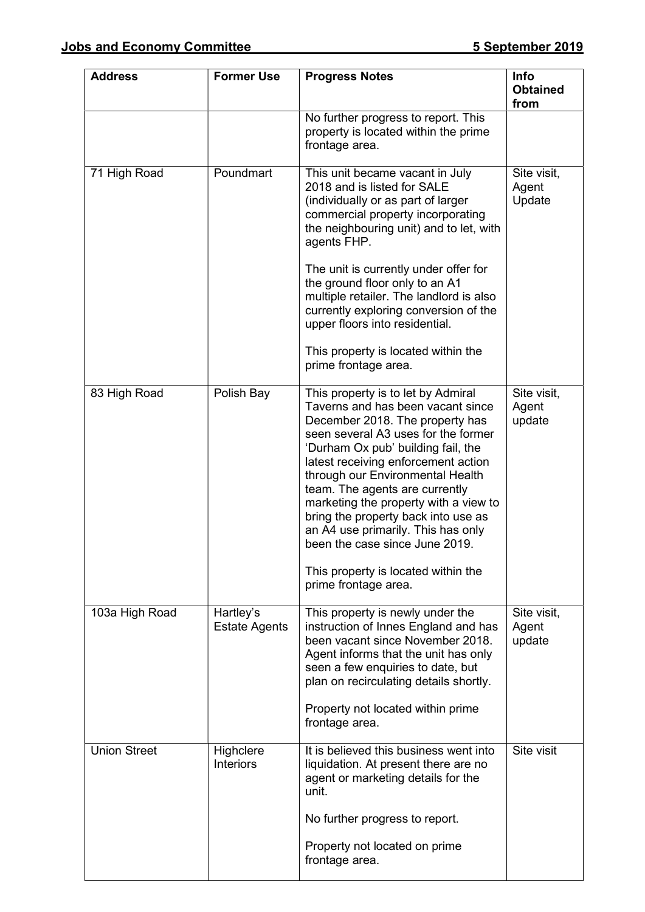| Address | Former Use | Progress Notes | Info Obtained from |
|---|---|---|---|
| | | No further progress to report. This property is located within the prime frontage area. | |
| 71 High Road | Poundmart | This unit became vacant in July 2018 and is listed for SALE (individually or as part of larger commercial property incorporating the neighbouring unit) and to let, with agents FHP.<br><br>The unit is currently under offer for the ground floor only to an A1 multiple retailer. The landlord is also currently exploring conversion of the upper floors into residential.<br><br>This property is located within the prime frontage area. | Site visit, Agent Update |
| 83 High Road | Polish Bay | This property is to let by Admiral Taverns and has been vacant since December 2018. The property has seen several A3 uses for the former 'Durham Ox pub' building fail, the latest receiving enforcement action through our Environmental Health team. The agents are currently marketing the property with a view to bring the property back into use as an A4 use primarily. This has only been the case since June 2019.<br><br>This property is located within the prime frontage area. | Site visit, Agent update |
| 103a High Road | Hartley's Estate Agents | This property is newly under the instruction of Innes England and has been vacant since November 2018. Agent informs that the unit has only seen a few enquiries to date, but plan on recirculating details shortly.<br><br>Property not located within prime frontage area. | Site visit, Agent update |
| Union Street | Highclere Interiors | It is believed this business went into liquidation. At present there are no agent or marketing details for the unit.<br><br>No further progress to report.<br><br>Property not located on prime frontage area. | Site visit |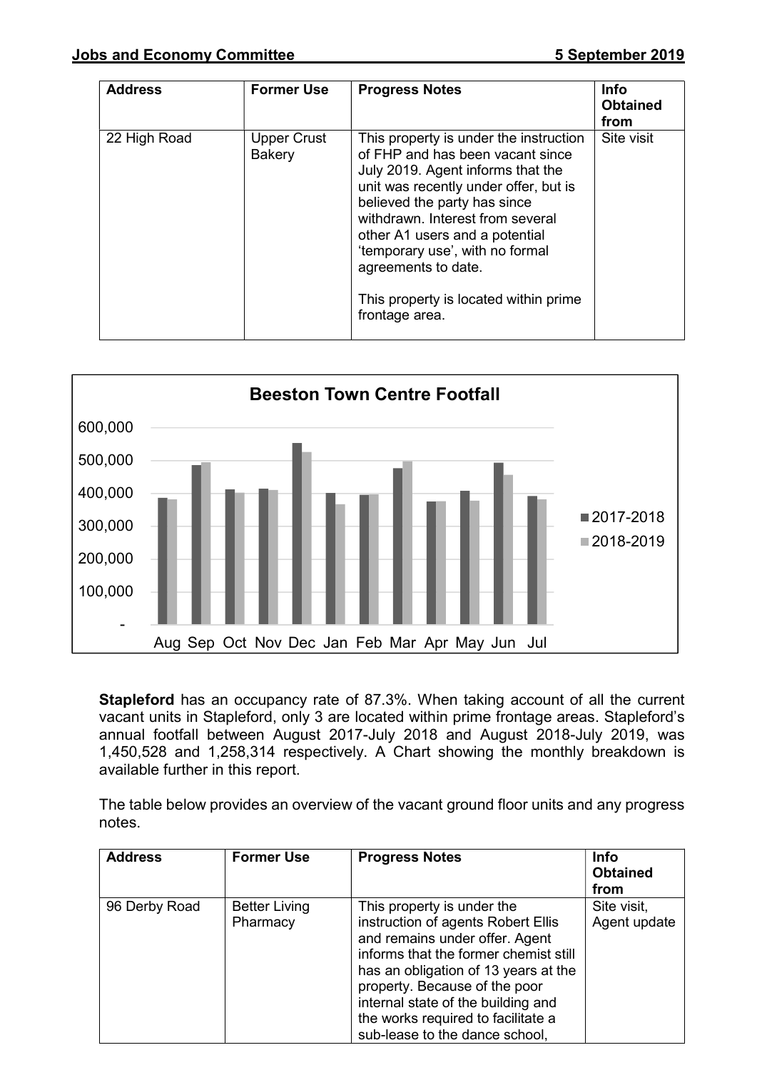| Address | Former Use | Progress Notes | Info Obtained from |
|---|---|---|---|
| 22 High Road | Upper Crust Bakery | This property is under the instruction of FHP and has been vacant since July 2019. Agent informs that the unit was recently under offer, but is believed the party has since withdrawn. Interest from several other A1 users and a potential 'temporary use', with no formal agreements to date.<br><br>This property is located within prime frontage area. | Site visit |

**Beeston Town Centre Footfall**

**Stapleford** has an occupancy rate of 87.3%. When taking account of all the current vacant units in Stapleford, only 3 are located within prime frontage areas. Stapleford's annual footfall between August 2017-July 2018 and August 2018-July 2019, was 1,450,528 and 1,258,314 respectively. A Chart showing the monthly breakdown is available further in this report.

The table below provides an overview of the vacant ground floor units and any progress notes.

| Address | Former Use | Progress Notes | Info Obtained from |
|---|---|---|---|
| 96 Derby Road | Better Living Pharmacy | This property is under the instruction of agents Robert Ellis and remains under offer. Agent informs that the former chemist still has an obligation of 13 years at the property. Because of the poor internal state of the building and the works required to facilitate a sub-lease to the dance school, | Site visit, Agent update |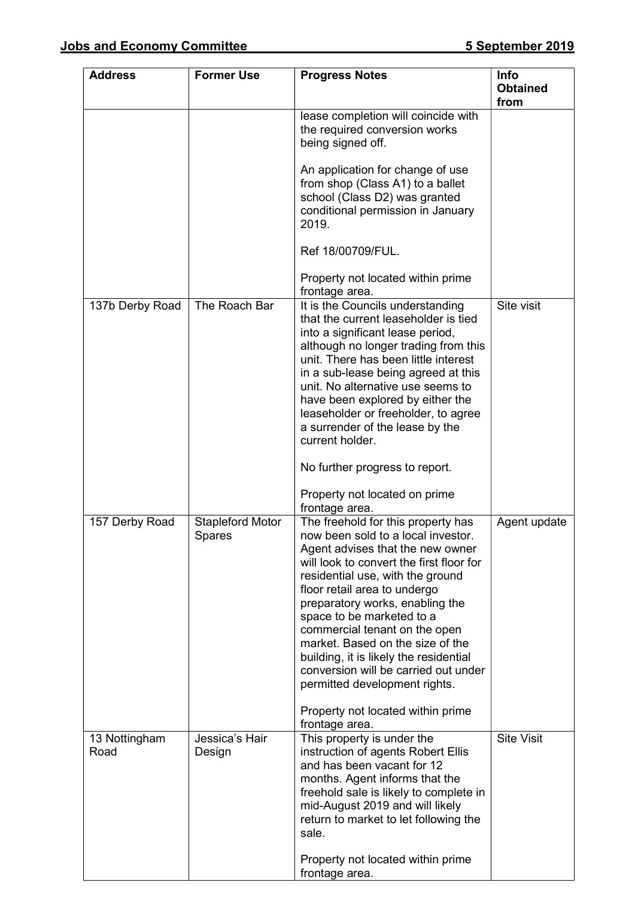| Address | Former Use | Progress Notes | Info Obtained from |
|---|---|---|---|
| | | lease completion will coincide with the required conversion works being signed off.<br><br>An application for change of use from shop (Class A1) to a ballet school (Class D2) was granted conditional permission in January 2019.<br><br>Ref 18/00709/FUL.<br><br>Property not located within prime frontage area. | |
| 137b Derby Road | The Roach Bar | It is the Councils understanding that the current leaseholder is tied into a significant lease period, although no longer trading from this unit. There has been little interest in a sub-lease being agreed at this unit. No alternative use seems to have been explored by either the leaseholder or freeholder, to agree a surrender of the lease by the current holder.<br><br>No further progress to report.<br><br>Property not located on prime frontage area. | Site visit |
| 157 Derby Road | Stapleford Motor Spares | The freehold for this property has now been sold to a local investor. Agent advises that the new owner will look to convert the first floor for residential use, with the ground floor retail area to undergo preparatory works, enabling the space to be marketed to a commercial tenant on the open market. Based on the size of the building, it is likely the residential conversion will be carried out under permitted development rights.<br><br>Property not located within prime frontage area. | Agent update |
| 13 Nottingham Road | Jessica's Hair Design | This property is under the instruction of agents Robert Ellis and has been vacant for 12 months. Agent informs that the freehold sale is likely to complete in mid-August 2019 and will likely return to market to let following the sale.<br><br>Property not located within prime frontage area. | Site Visit |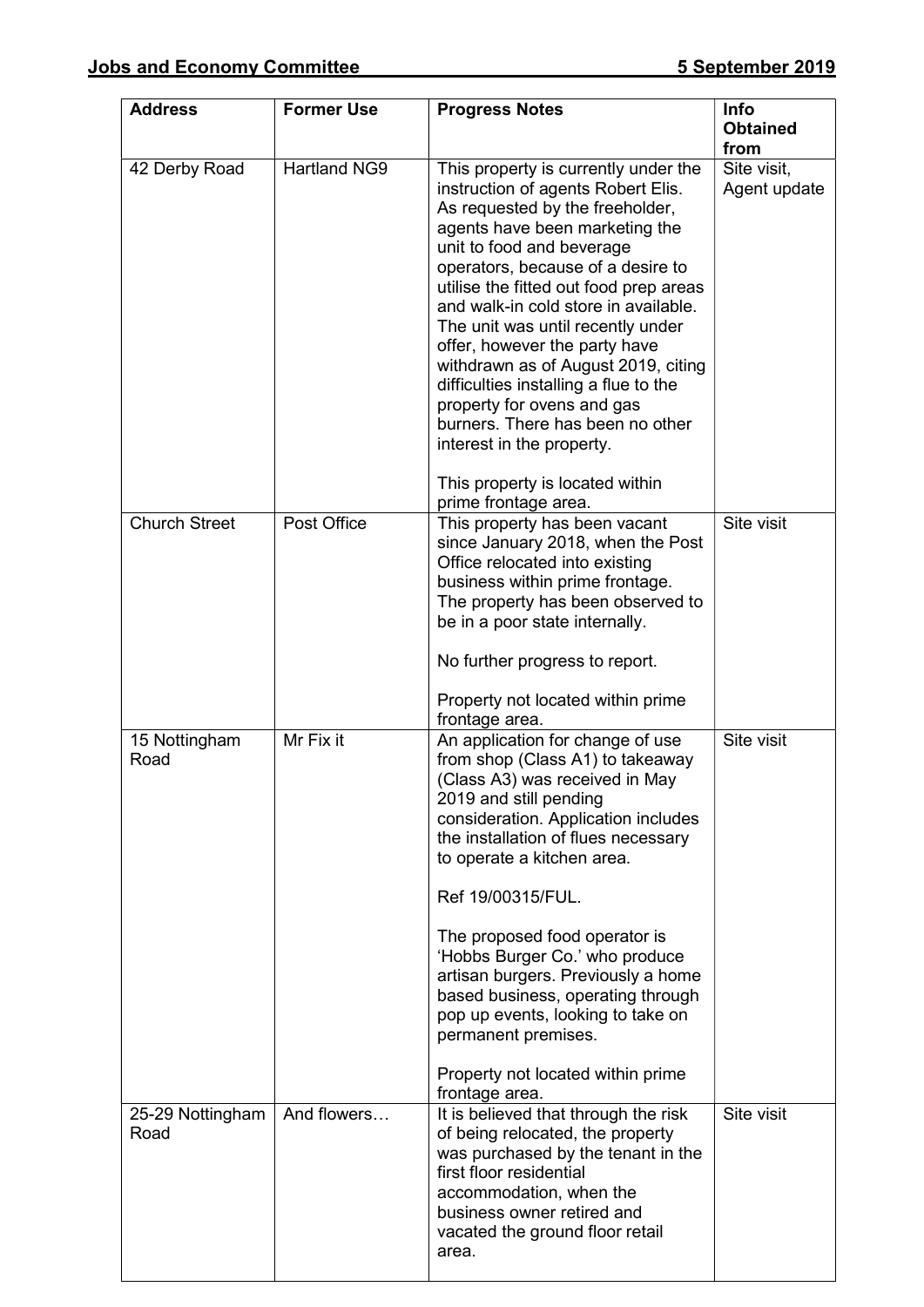| Address | Former Use | Progress Notes | Info Obtained from |
|---|---|---|---|
| 42 Derby Road | Hartland NG9 | This property is currently under the instruction of agents Robert Elis. As requested by the freeholder, agents have been marketing the unit to food and beverage operators, because of a desire to utilise the fitted out food prep areas and walk-in cold store in available. The unit was until recently under offer, however the party have withdrawn as of August 2019, citing difficulties installing a flue to the property for ovens and gas burners. There has been no other interest in the property.<br><br>This property is located within prime frontage area. | Site visit, Agent update |
| Church Street | Post Office | This property has been vacant since January 2018, when the Post Office relocated into existing business within prime frontage. The property has been observed to be in a poor state internally.<br><br>No further progress to report.<br><br>Property not located within prime frontage area. | Site visit |
| 15 Nottingham Road | Mr Fix it | An application for change of use from shop (Class A1) to takeaway (Class A3) was received in May 2019 and still pending consideration. Application includes the installation of flues necessary to operate a kitchen area.<br><br>Ref 19/00315/FUL.<br><br>The proposed food operator is 'Hobbs Burger Co.' who produce artisan burgers. Previously a home based business, operating through pop up events, looking to take on permanent premises.<br><br>Property not located within prime frontage area. | Site visit |
| 25-29 Nottingham Road | And flowers… | It is believed that through the risk of being relocated, the property was purchased by the tenant in the first floor residential accommodation, when the business owner retired and vacated the ground floor retail area. | Site visit |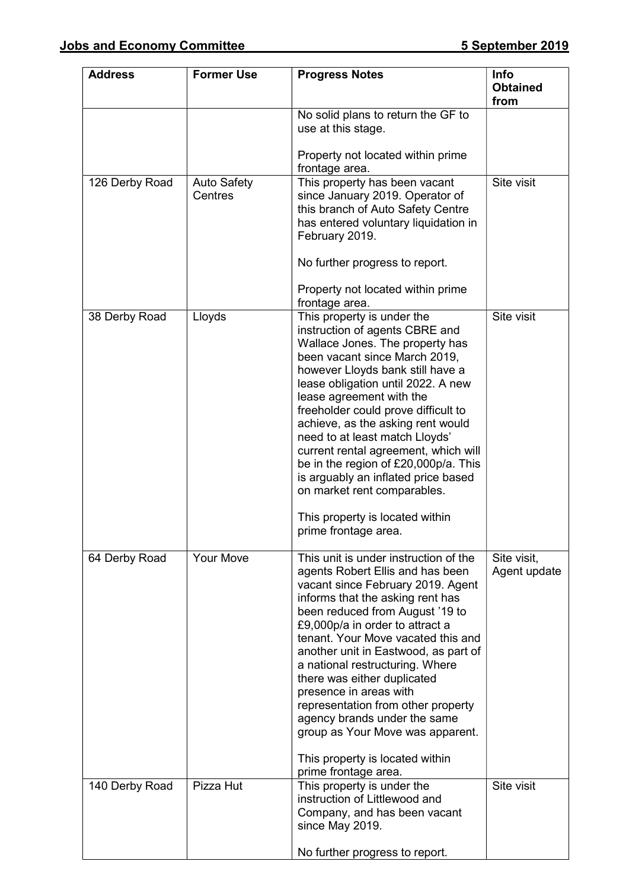| Address | Former Use | Progress Notes | Info Obtained from |
|---|---|---|---|
| | | No solid plans to return the GF to use at this stage.<br><br>Property not located within prime frontage area. | |
| 126 Derby Road | Auto Safety Centres | This property has been vacant since January 2019. Operator of this branch of Auto Safety Centre has entered voluntary liquidation in February 2019.<br><br>No further progress to report.<br><br>Property not located within prime frontage area. | Site visit |
| 38 Derby Road | Lloyds | This property is under the instruction of agents CBRE and Wallace Jones. The property has been vacant since March 2019, however Lloyds bank still have a lease obligation until 2022. A new lease agreement with the freeholder could prove difficult to achieve, as the asking rent would need to at least match Lloyds' current rental agreement, which will be in the region of £20,000p/a. This is arguably an inflated price based on market rent comparables.<br><br>This property is located within prime frontage area. | Site visit |
| 64 Derby Road | Your Move | This unit is under instruction of the agents Robert Ellis and has been vacant since February 2019. Agent informs that the asking rent has been reduced from August '19 to £9,000p/a in order to attract a tenant. Your Move vacated this and another unit in Eastwood, as part of a national restructuring. Where there was either duplicated presence in areas with representation from other property agency brands under the same group as Your Move was apparent.<br><br>This property is located within prime frontage area. | Site visit, Agent update |
| 140 Derby Road | Pizza Hut | This property is under the instruction of Littlewood and Company, and has been vacant since May 2019.<br><br>No further progress to report. | Site visit |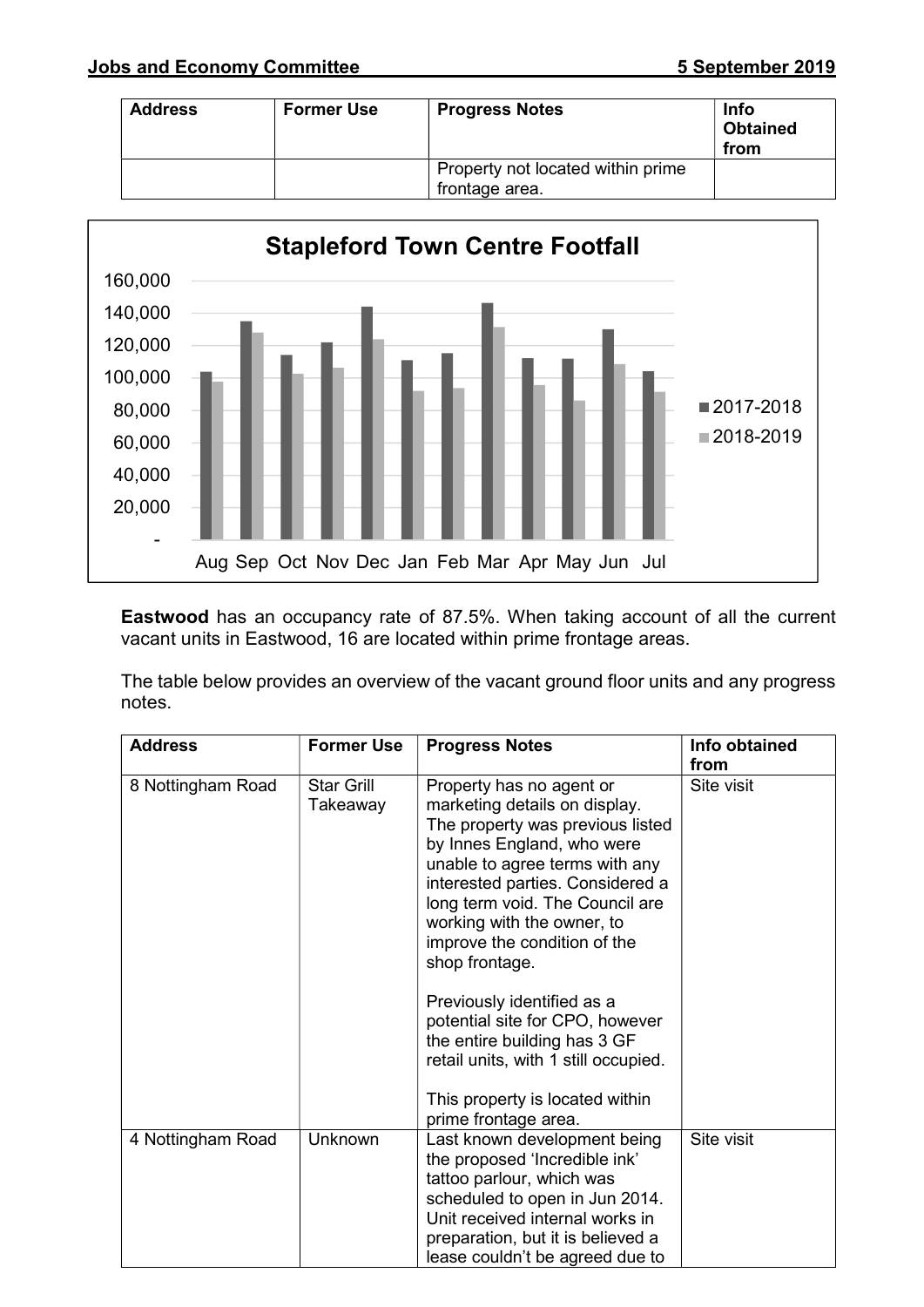| Address | Former Use | Progress Notes | Info Obtained from |
| --- | --- | --- | --- |
| | | Property not located within prime frontage area. | |

**Stapleford Town Centre Footfall**

| Month | 2017-2018 | 2018-2019 |
| --- | --- | --- |
| Aug | | |
| Sep | | |
| Oct | | |
| Nov | | |
| Dec | | |
| Jan | | |
| Feb | | |
| Mar | | |
| Apr | | |
| May | | |
| Jun | | |
| Jul | | |

**Eastwood** has an occupancy rate of 87.5%. When taking account of all the current vacant units in Eastwood, 16 are located within prime frontage areas.

The table below provides an overview of the vacant ground floor units and any progress notes.

| Address | Former Use | Progress Notes | Info obtained from |
| --- | --- | --- | --- |
| 8 Nottingham Road | Star Grill Takeaway | Property has no agent or marketing details on display. The property was previous listed by Innes England, who were unable to agree terms with any interested parties. Considered a long term void. The Council are working with the owner, to improve the condition of the shop frontage.<br><br>Previously identified as a potential site for CPO, however the entire building has 3 GF retail units, with 1 still occupied.<br><br>This property is located within prime frontage area. | Site visit |
| 4 Nottingham Road | Unknown | Last known development being the proposed 'Incredible ink' tattoo parlour, which was scheduled to open in Jun 2014. Unit received internal works in preparation, but it is believed a lease couldn't be agreed due to | Site visit |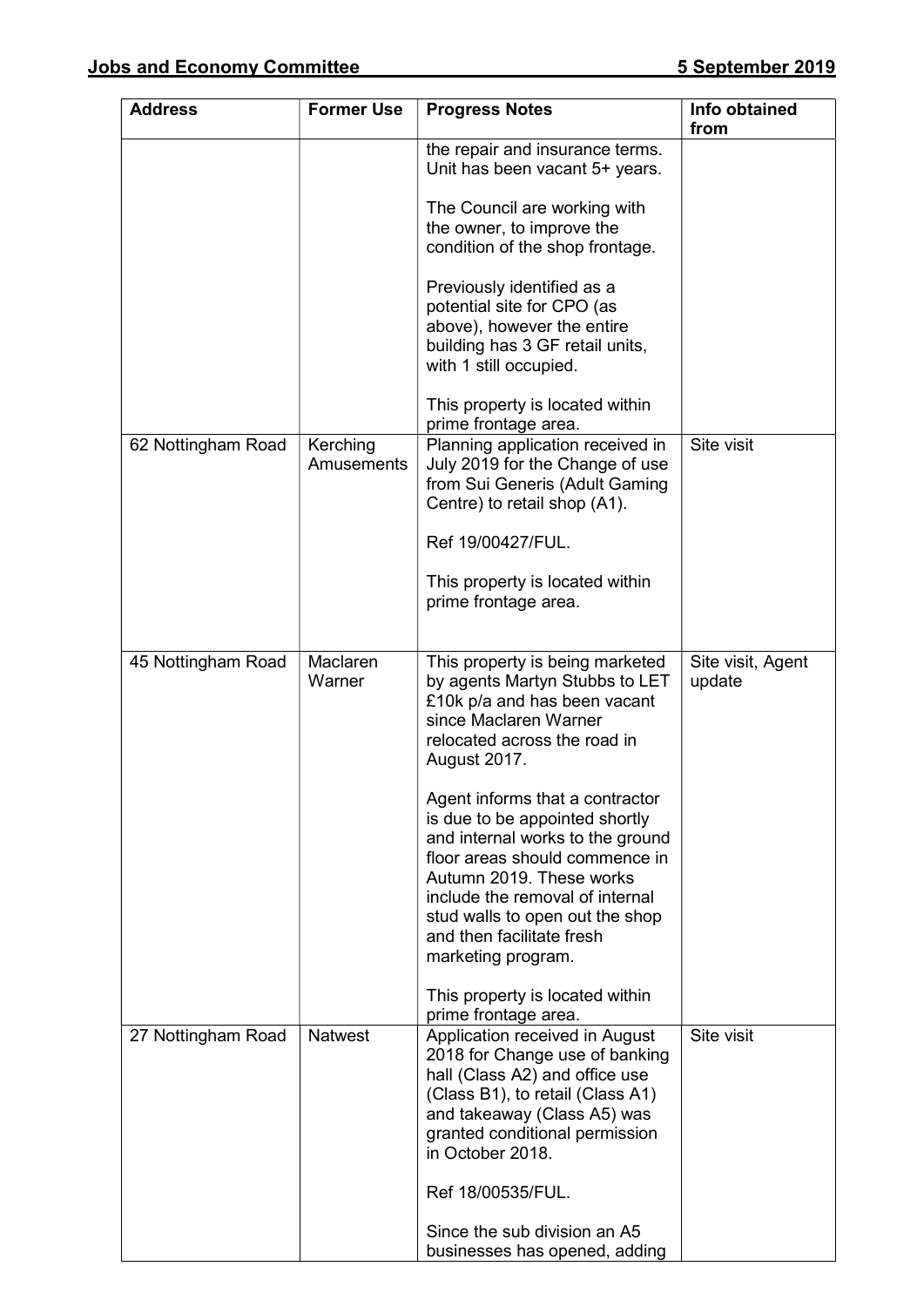| Address | Former Use | Progress Notes | Info obtained from |
|---|---|---|---|
| | | the repair and insurance terms. Unit has been vacant 5+ years.<br><br>The Council are working with the owner, to improve the condition of the shop frontage.<br><br>Previously identified as a potential site for CPO (as above), however the entire building has 3 GF retail units, with 1 still occupied.<br><br>This property is located within prime frontage area. | |
| 62 Nottingham Road | Kerching Amusements | Planning application received in July 2019 for the Change of use from Sui Generis (Adult Gaming Centre) to retail shop (A1).<br><br>Ref 19/00427/FUL.<br><br>This property is located within prime frontage area. | Site visit |
| 45 Nottingham Road | Maclaren Warner | This property is being marketed by agents Martyn Stubbs to LET £10k p/a and has been vacant since Maclaren Warner relocated across the road in August 2017.<br><br>Agent informs that a contractor is due to be appointed shortly and internal works to the ground floor areas should commence in Autumn 2019. These works include the removal of internal stud walls to open out the shop and then facilitate fresh marketing program.<br><br>This property is located within prime frontage area. | Site visit, Agent update |
| 27 Nottingham Road | Natwest | Application received in August 2018 for Change use of banking hall (Class A2) and office use (Class B1), to retail (Class A1) and takeaway (Class A5) was granted conditional permission in October 2018.<br><br>Ref 18/00535/FUL.<br><br>Since the sub division an A5 businesses has opened, adding | Site visit |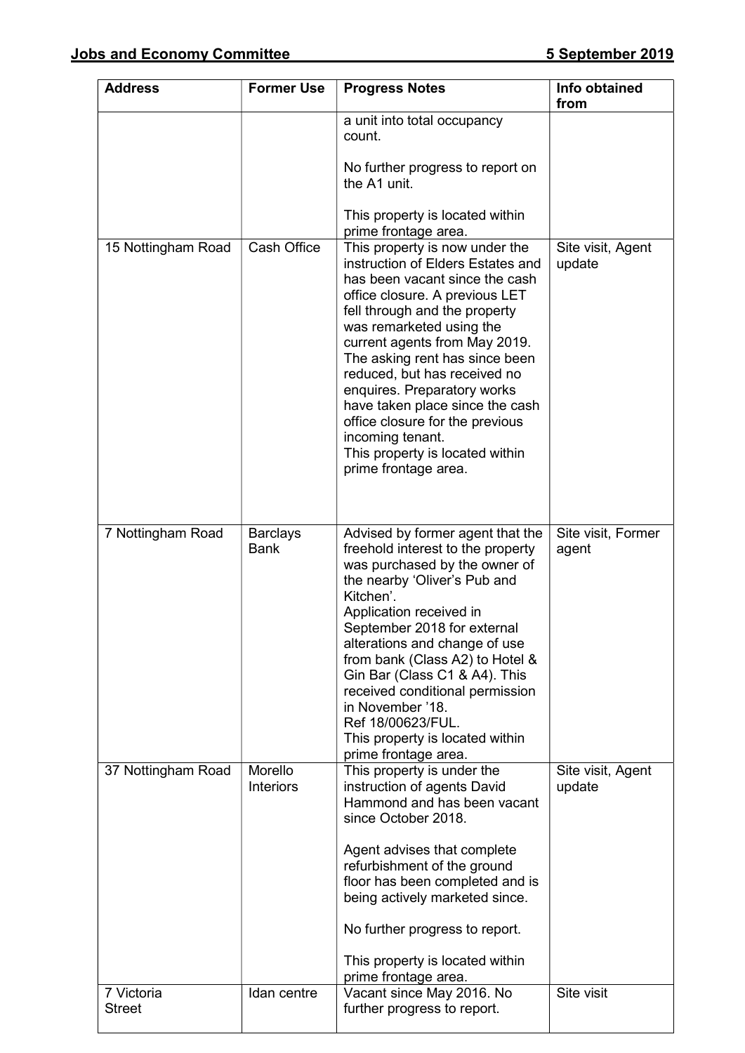| Address | Former Use | Progress Notes | Info obtained from |
|---|---|---|---|
| | | a unit into total occupancy count.<br><br>No further progress to report on the A1 unit.<br><br>This property is located within prime frontage area. | |
| 15 Nottingham Road | Cash Office | This property is now under the instruction of Elders Estates and has been vacant since the cash office closure. A previous LET fell through and the property was remarketed using the current agents from May 2019. The asking rent has since been reduced, but has received no enquires. Preparatory works have taken place since the cash office closure for the previous incoming tenant.<br>This property is located within prime frontage area. | Site visit, Agent update |
| 7 Nottingham Road | Barclays Bank | Advised by former agent that the freehold interest to the property was purchased by the owner of the nearby 'Oliver's Pub and Kitchen'.<br>Application received in September 2018 for external alterations and change of use from bank (Class A2) to Hotel & Gin Bar (Class C1 & A4). This received conditional permission in November '18.<br>Ref 18/00623/FUL.<br>This property is located within prime frontage area. | Site visit, Former agent |
| 37 Nottingham Road | Morello Interiors | This property is under the instruction of agents David Hammond and has been vacant since October 2018.<br><br>Agent advises that complete refurbishment of the ground floor has been completed and is being actively marketed since.<br><br>No further progress to report.<br><br>This property is located within prime frontage area. | Site visit, Agent update |
| 7 Victoria Street | Idan centre | Vacant since May 2016. No further progress to report. | Site visit |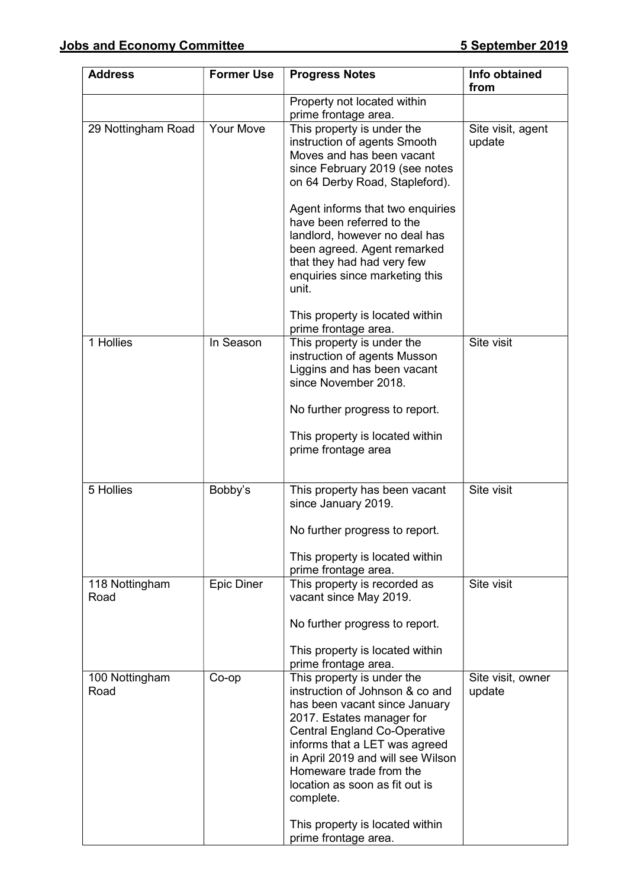| Address | Former Use | Progress Notes | Info obtained from |
| --- | --- | --- | --- |
| | | Property not located within prime frontage area. | |
| 29 Nottingham Road | Your Move | This property is under the instruction of agents Smooth Moves and has been vacant since February 2019 (see notes on 64 Derby Road, Stapleford).<br><br>Agent informs that two enquiries have been referred to the landlord, however no deal has been agreed. Agent remarked that they had had very few enquiries since marketing this unit.<br><br>This property is located within prime frontage area. | Site visit, agent update |
| 1 Hollies | In Season | This property is under the instruction of agents Musson Liggins and has been vacant since November 2018.<br><br>No further progress to report.<br><br>This property is located within prime frontage area | Site visit |
| 5 Hollies | Bobby's | This property has been vacant since January 2019.<br><br>No further progress to report.<br><br>This property is located within prime frontage area. | Site visit |
| 118 Nottingham Road | Epic Diner | This property is recorded as vacant since May 2019.<br><br>No further progress to report.<br><br>This property is located within prime frontage area. | Site visit |
| 100 Nottingham Road | Co-op | This property is under the instruction of Johnson & co and has been vacant since January 2017. Estates manager for Central England Co-Operative informs that a LET was agreed in April 2019 and will see Wilson Homeware trade from the location as soon as fit out is complete.<br><br>This property is located within prime frontage area. | Site visit, owner update |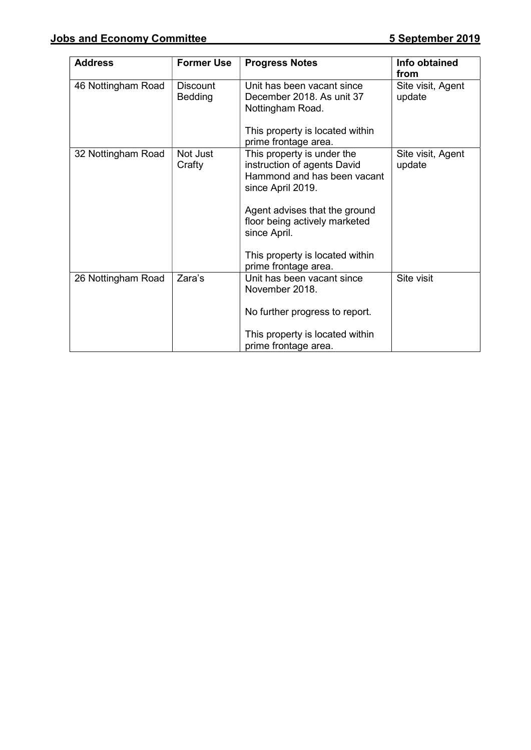| Address | Former Use | Progress Notes | Info obtained from |
|---|---|---|---|
| 46 Nottingham Road | Discount Bedding | Unit has been vacant since December 2018. As unit 37 Nottingham Road.<br><br>This property is located within prime frontage area. | Site visit, Agent update |
| 32 Nottingham Road | Not Just Crafty | This property is under the instruction of agents David Hammond and has been vacant since April 2019.<br><br>Agent advises that the ground floor being actively marketed since April.<br><br>This property is located within prime frontage area. | Site visit, Agent update |
| 26 Nottingham Road | Zara's | Unit has been vacant since November 2018.<br><br>No further progress to report.<br><br>This property is located within prime frontage area. | Site visit |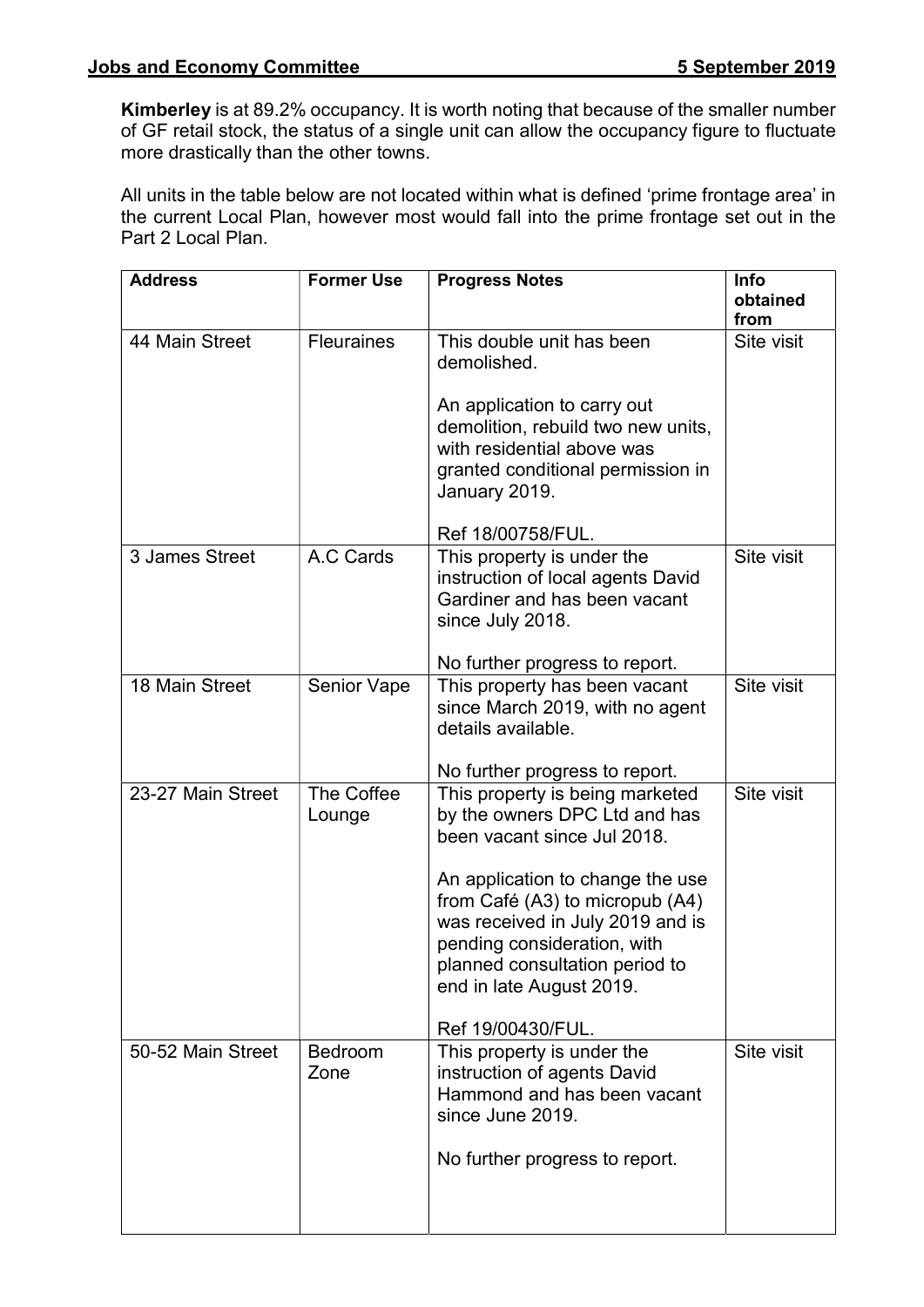**Kimberley** is at 89.2% occupancy. It is worth noting that because of the smaller number of GF retail stock, the status of a single unit can allow the occupancy figure to fluctuate more drastically than the other towns.

All units in the table below are not located within what is defined 'prime frontage area' in the current Local Plan, however most would fall into the prime frontage set out in the Part 2 Local Plan.

| Address | Former Use | Progress Notes | Info obtained from |
|---|---|---|---|
| 44 Main Street | Fleuraines | This double unit has been demolished.<br><br>An application to carry out demolition, rebuild two new units, with residential above was granted conditional permission in January 2019.<br><br>Ref 18/00758/FUL. | Site visit |
| 3 James Street | A.C Cards | This property is under the instruction of local agents David Gardiner and has been vacant since July 2018.<br><br>No further progress to report. | Site visit |
| 18 Main Street | Senior Vape | This property has been vacant since March 2019, with no agent details available.<br><br>No further progress to report. | Site visit |
| 23-27 Main Street | The Coffee Lounge | This property is being marketed by the owners DPC Ltd and has been vacant since Jul 2018.<br><br>An application to change the use from Café (A3) to micropub (A4) was received in July 2019 and is pending consideration, with planned consultation period to end in late August 2019.<br><br>Ref 19/00430/FUL. | Site visit |
| 50-52 Main Street | Bedroom Zone | This property is under the instruction of agents David Hammond and has been vacant since June 2019.<br><br>No further progress to report. | Site visit |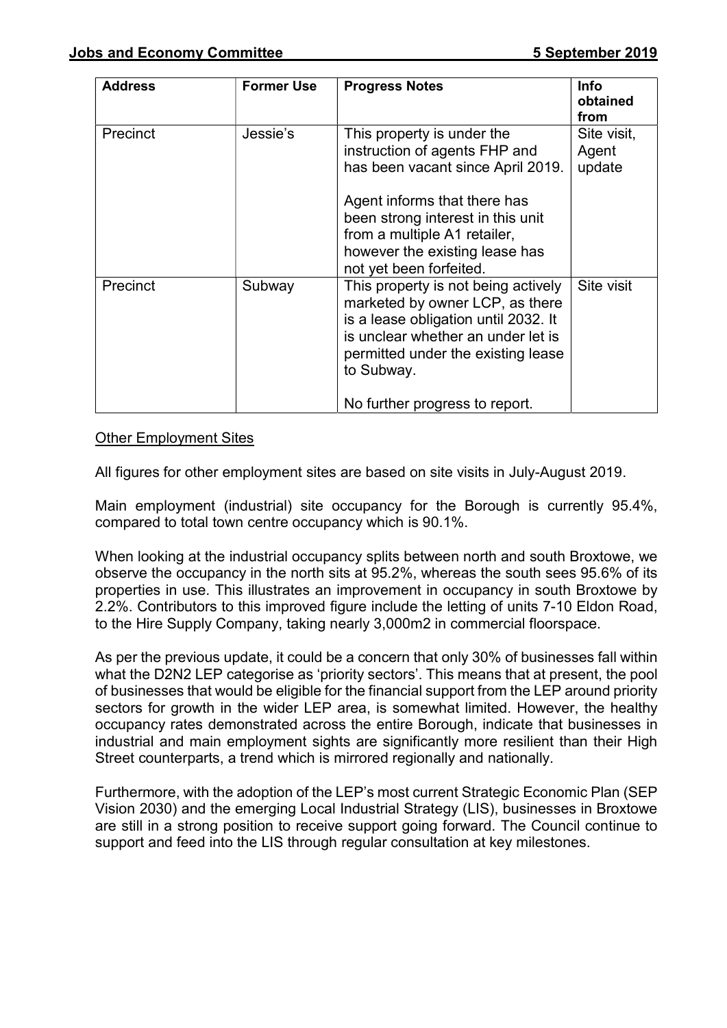| Address | Former Use | Progress Notes | Info obtained from |
|---|---|---|---|
| Precinct | Jessie's | This property is under the instruction of agents FHP and has been vacant since April 2019.<br><br>Agent informs that there has been strong interest in this unit from a multiple A1 retailer, however the existing lease has not yet been forfeited. | Site visit, Agent update |
| Precinct | Subway | This property is not being actively marketed by owner LCP, as there is a lease obligation until 2032. It is unclear whether an under let is permitted under the existing lease to Subway.<br><br>No further progress to report. | Site visit |

<u>Other Employment Sites</u>

All figures for other employment sites are based on site visits in July-August 2019.

Main employment (industrial) site occupancy for the Borough is currently 95.4%, compared to total town centre occupancy which is 90.1%.

When looking at the industrial occupancy splits between north and south Broxtowe, we observe the occupancy in the north sits at 95.2%, whereas the south sees 95.6% of its properties in use. This illustrates an improvement in occupancy in south Broxtowe by 2.2%. Contributors to this improved figure include the letting of units 7-10 Eldon Road, to the Hire Supply Company, taking nearly 3,000m2 in commercial floorspace.

As per the previous update, it could be a concern that only 30% of businesses fall within what the D2N2 LEP categorise as 'priority sectors'. This means that at present, the pool of businesses that would be eligible for the financial support from the LEP around priority sectors for growth in the wider LEP area, is somewhat limited. However, the healthy occupancy rates demonstrated across the entire Borough, indicate that businesses in industrial and main employment sights are significantly more resilient than their High Street counterparts, a trend which is mirrored regionally and nationally.

Furthermore, with the adoption of the LEP's most current Strategic Economic Plan (SEP Vision 2030) and the emerging Local Industrial Strategy (LIS), businesses in Broxtowe are still in a strong position to receive support going forward. The Council continue to support and feed into the LIS through regular consultation at key milestones.